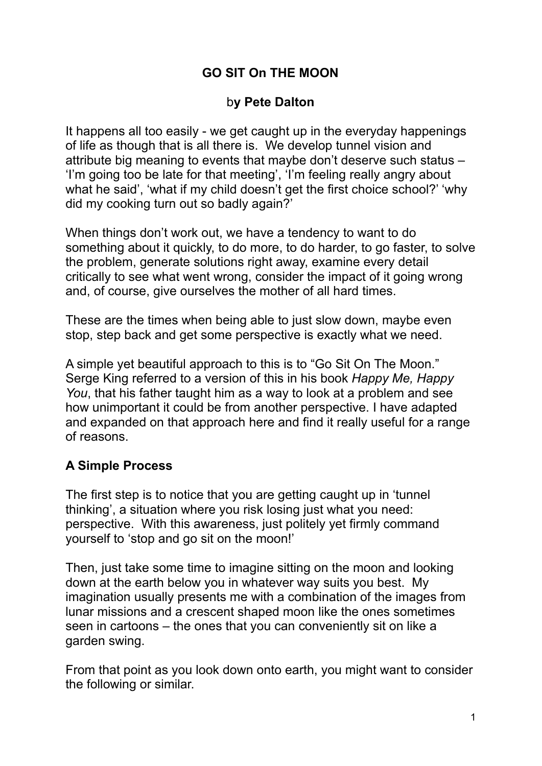# GO SIT On THE MOON

**by Pete Dalton**

It happens all too easily - we get caught up in the everyday happenings of life as though that is all there is. We develop tunnel vision and attribute big meaning to events that maybe don't deserve such status – 'I'm going too be late for that meeting', 'I'm feeling really angry about what he said', 'what if my child doesn't get the first choice school?' 'why did my cooking turn out so badly again?'

When things don't work out, we have a tendency to want to do something about it quickly, to do more, to do harder, to go faster, to solve the problem, generate solutions right away, examine every detail critically to see what went wrong, consider the impact of it going wrong and, of course, give ourselves the mother of all hard times.

These are the times when being able to just slow down, maybe even stop, step back and get some perspective is exactly what we need.

A simple yet beautiful approach to this is to "Go Sit On The Moon." Serge King referred to a version of this in his book *Happy Me, Happy You*, that his father taught him as a way to look at a problem and see how unimportant it could be from another perspective. I have adapted and expanded on that approach here and find it really useful for a range of reasons.

## A Simple Process

The first step is to notice that you are getting caught up in 'tunnel thinking', a situation where you risk losing just what you need: perspective. With this awareness, just politely yet firmly command yourself to 'stop and go sit on the moon!'

Then, just take some time to imagine sitting on the moon and looking down at the earth below you in whatever way suits you best. My imagination usually presents me with a combination of the images from lunar missions and a crescent shaped moon like the ones sometimes seen in cartoons – the ones that you can conveniently sit on like a garden swing.

From that point as you look down onto earth, you might want to consider the following or similar.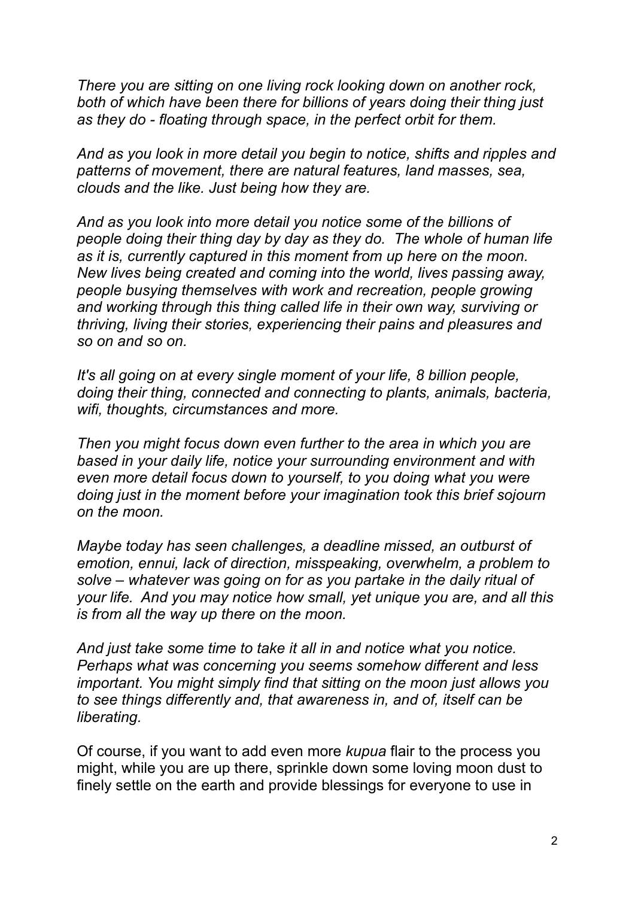*There you are sitting on one living rock looking down on another rock, both of which have been there for billions of years doing their thing just as they do - floating through space, in the perfect orbit for them.*

*And as you look in more detail you begin to notice, shifts and ripples and patterns of movement, there are natural features, land masses, sea, clouds and the like. Just being how they are.*

*And as you look into more detail you notice some of the billions of people doing their thing day by day as they do. The whole of human life as it is, currently captured in this moment from up here on the moon. New lives being created and coming into the world, lives passing away, people busying themselves with work and recreation, people growing and working through this thing called life in their own way, surviving or thriving, living their stories, experiencing their pains and pleasures and so on and so on.*

*It's all going on at every single moment of your life, 8 billion people, doing their thing, connected and connecting to plants, animals, bacteria, wifi, thoughts, circumstances and more.*

*Then you might focus down even further to the area in which you are based in your daily life, notice your surrounding environment and with even more detail focus down to yourself, to you doing what you were doing just in the moment before your imagination took this brief sojourn on the moon.*

*Maybe today has seen challenges, a deadline missed, an outburst of emotion, ennui, lack of direction, misspeaking, overwhelm, a problem to solve – whatever was going on for as you partake in the daily ritual of your life. And you may notice how small, yet unique you are, and all this is from all the way up there on the moon.*

*And just take some time to take it all in and notice what you notice. Perhaps what was concerning you seems somehow different and less important. You might simply find that sitting on the moon just allows you to see things differently and, that awareness in, and of, itself can be liberating.*

Of course, if you want to add even more *kupua* flair to the process you might, while you are up there, sprinkle down some loving moon dust to finely settle on the earth and provide blessings for everyone to use in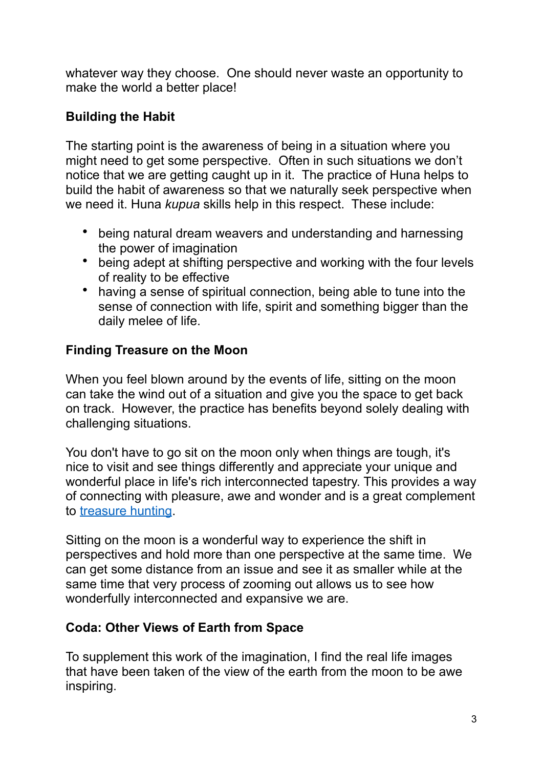whatever way they choose. One should never waste an opportunity to make the world a better place!

**Building the Habit**

The starting point is the awareness of being in a situation where you might need to get some perspective. Often in such situations we don't notice that we are getting caught up in it. The practice of Huna helps to build the habit of awareness so that we naturally seek perspective when we need it. Huna *kupua* skills help in this respect. These include:

- being natural dream weavers and understanding and harnessing the power of imagination
- being adept at shifting perspective and working with the four levels of reality to be effective
- having a sense of spiritual connection, being able to tune into the sense of connection with life, spirit and something bigger than the daily melee of life.

**Finding Treasure on the Moon**

When you feel blown around by the events of life, sitting on the moon can take the wind out of a situation and give you the space to get back on track. However, the practice has benefits beyond solely dealing with challenging situations.

You don't have to go sit on the moon only when things are tough, it's nice to visit and see things differently and appreciate your unique and wonderful place in life's rich interconnected tapestry. This provides a way of connecting with pleasure, awe and wonder and is a great complement to treasure hunting.

Sitting on the moon is a wonderful way to experience the shift in perspectives and hold more than one perspective at the same time. We can get some distance from an issue and see it as smaller while at the same time that very process of zooming out allows us to see how wonderfully interconnected and expansive we are.

**Coda: Other Views of Earth from Space**

To supplement this work of the imagination, I find the real life images that have been taken of the view of the earth from the moon to be awe inspiring.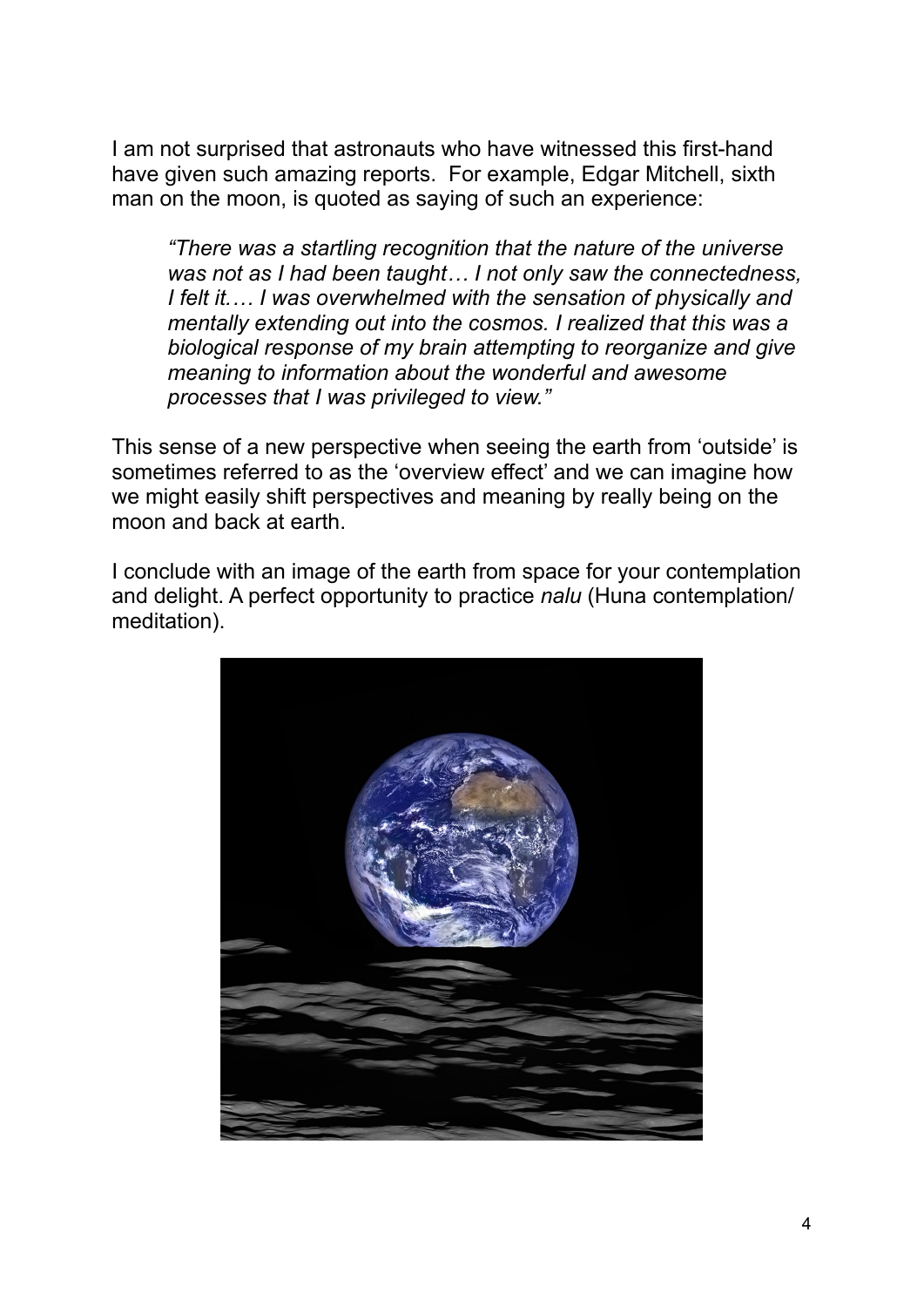I am not surprised that astronauts who have witnessed this first-hand have given such amazing reports. For example, Edgar Mitchell, sixth man on the moon, is quoted as saying of such an experience:

> *"There was a startling recognition that the nature of the universe was not as I had been taught… I not only saw the connectedness, I felt it…. I was overwhelmed with the sensation of physically and mentally extending out into the cosmos. I realized that this was a biological response of my brain attempting to reorganize and give meaning to information about the wonderful and awesome processes that I was privileged to view."*

This sense of a new perspective when seeing the earth from 'outside' is sometimes referred to as the 'overview effect' and we can imagine how we might easily shift perspectives and meaning by really being on the moon and back at earth.

I conclude with an image of the earth from space for your contemplation and delight. A perfect opportunity to practice *nalu* (Huna contemplation/ meditation).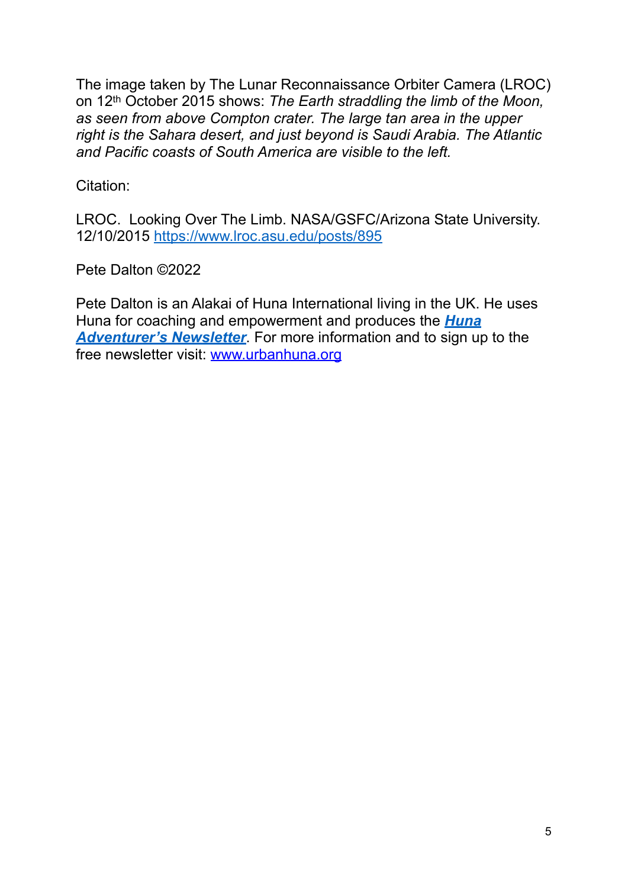The image taken by The Lunar Reconnaissance Orbiter Camera (LROC) on 12th October 2015 shows: *The Earth straddling the limb of the Moon, as seen from above Compton crater. The large tan area in the upper right is the Sahara desert, and just beyond is Saudi Arabia. The Atlantic and Pacific coasts of South America are visible to the left.*

Citation:

LROC. Looking Over The Limb. NASA/GSFC/Arizona State University. 12/10/2015 [https://www.lroc.asu.edu/posts/895](https://www.lroc.asu.edu/posts/895)

Pete Dalton ©2022

Pete Dalton is an Alakai of Huna International living in the UK. He uses Huna for coaching and empowerment and produces the ***Huna Adventurer's Newsletter***. For more information and to sign up to the free newsletter visit: [www.urbanhuna.org](http://www.urbanhuna.org)